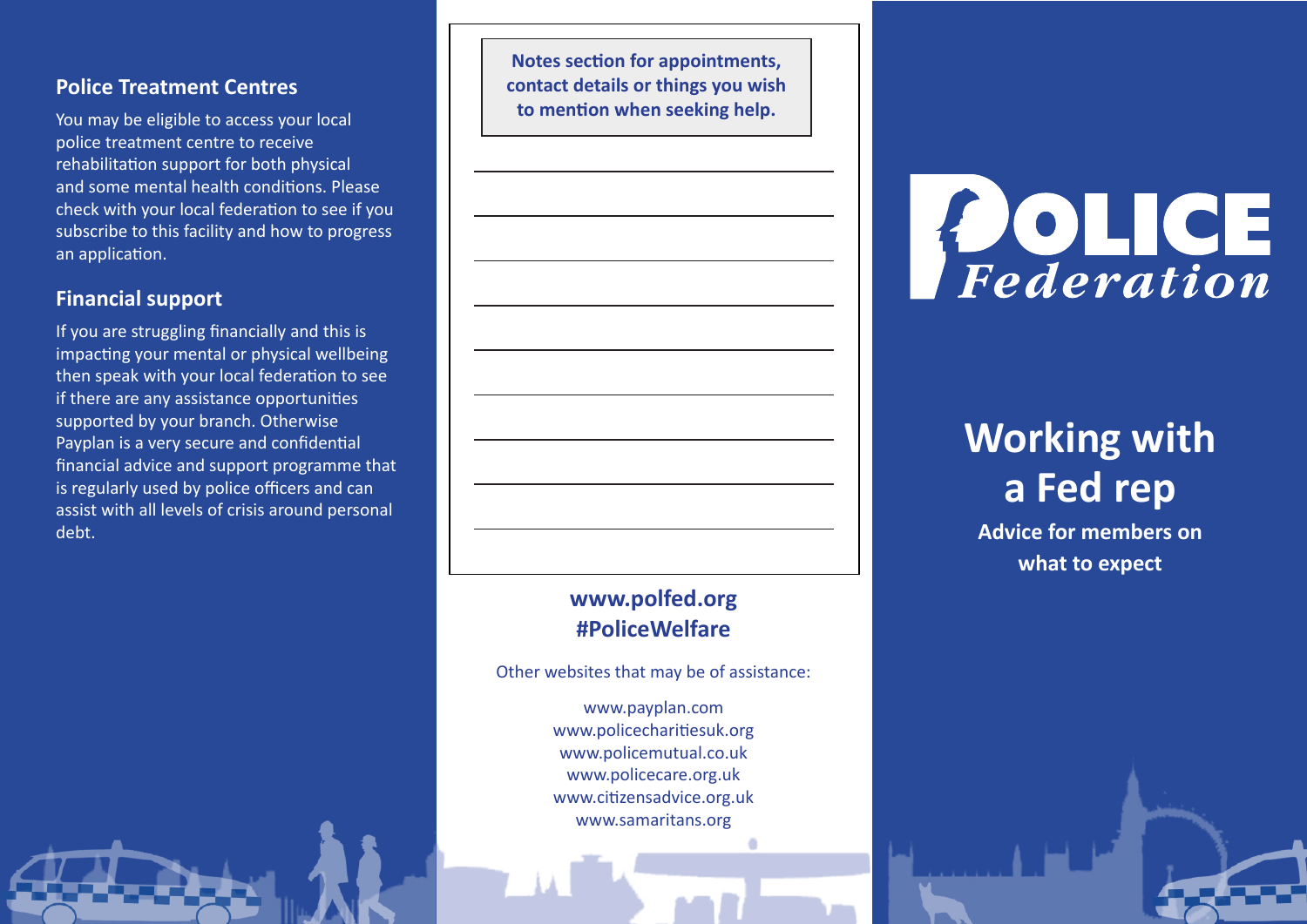## Police Treatment Centres

You may be eligible to access your local police treatment centre to receive rehabilitation support for both physical and some mental health conditions. Please check with your local federation to see if you subscribe to this facility and how to progress an application.

## Financial support

If you are struggling financially and this is impacting your mental or physical wellbeing then speak with your local federation to see if there are any assistance opportunities supported by your branch. Otherwise Payplan is a very secure and confidential financial advice and support programme that is regularly used by police officers and can assist with all levels of crisis around personal debt.

**Notes section for appointments, contact details or things you wish to mention when seeking help.**

**www.polfed.org**
**#PoliceWelfare**

Other websites that may be of assistance:

www.payplan.com
www.policecharitiesuk.org
www.policemutual.co.uk
www.policecare.org.uk
www.citizensadvice.org.uk
www.samaritans.org

POLICE *Federation*

# Working with a Fed rep

**Advice for members on what to expect**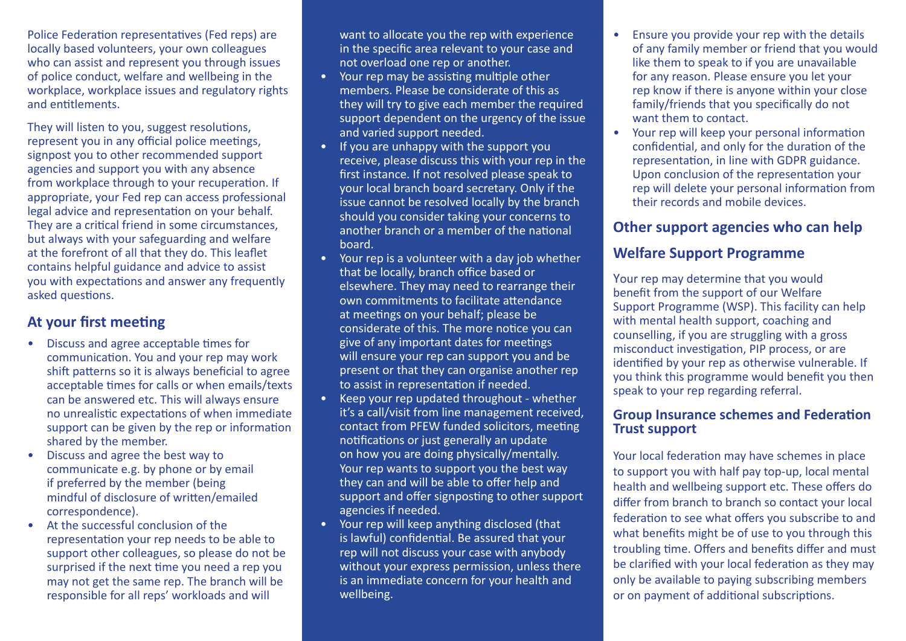Police Federation representatives (Fed reps) are locally based volunteers, your own colleagues who can assist and represent you through issues of police conduct, welfare and wellbeing in the workplace, workplace issues and regulatory rights and entitlements.

They will listen to you, suggest resolutions, represent you in any official police meetings, signpost you to other recommended support agencies and support you with any absence from workplace through to your recuperation. If appropriate, your Fed rep can access professional legal advice and representation on your behalf. They are a critical friend in some circumstances, but always with your safeguarding and welfare at the forefront of all that they do. This leaflet contains helpful guidance and advice to assist you with expectations and answer any frequently asked questions.

## At your first meeting

- Discuss and agree acceptable times for communication. You and your rep may work shift patterns so it is always beneficial to agree acceptable times for calls or when emails/texts can be answered etc. This will always ensure no unrealistic expectations of when immediate support can be given by the rep or information shared by the member.
- Discuss and agree the best way to communicate e.g. by phone or by email if preferred by the member (being mindful of disclosure of written/emailed correspondence).
- At the successful conclusion of the representation your rep needs to be able to support other colleagues, so please do not be surprised if the next time you need a rep you may not get the same rep. The branch will be responsible for all reps' workloads and will want to allocate you the rep with experience in the specific area relevant to your case and not overload one rep or another.
- Your rep may be assisting multiple other members. Please be considerate of this as they will try to give each member the required support dependent on the urgency of the issue and varied support needed.
- If you are unhappy with the support you receive, please discuss this with your rep in the first instance. If not resolved please speak to your local branch board secretary. Only if the issue cannot be resolved locally by the branch should you consider taking your concerns to another branch or a member of the national board.
- Your rep is a volunteer with a day job whether that be locally, branch office based or elsewhere. They may need to rearrange their own commitments to facilitate attendance at meetings on your behalf; please be considerate of this. The more notice you can give of any important dates for meetings will ensure your rep can support you and be present or that they can organise another rep to assist in representation if needed.
- Keep your rep updated throughout - whether it's a call/visit from line management received, contact from PFEW funded solicitors, meeting notifications or just generally an update on how you are doing physically/mentally. Your rep wants to support you the best way they can and will be able to offer help and support and offer signposting to other support agencies if needed.
- Your rep will keep anything disclosed (that is lawful) confidential. Be assured that your rep will not discuss your case with anybody without your express permission, unless there is an immediate concern for your health and wellbeing.
- Ensure you provide your rep with the details of any family member or friend that you would like them to speak to if you are unavailable for any reason. Please ensure you let your rep know if there is anyone within your close family/friends that you specifically do not want them to contact.
- Your rep will keep your personal information confidential, and only for the duration of the representation, in line with GDPR guidance. Upon conclusion of the representation your rep will delete your personal information from their records and mobile devices.

## Other support agencies who can help

## Welfare Support Programme

Your rep may determine that you would benefit from the support of our Welfare Support Programme (WSP). This facility can help with mental health support, coaching and counselling, if you are struggling with a gross misconduct investigation, PIP process, or are identified by your rep as otherwise vulnerable. If you think this programme would benefit you then speak to your rep regarding referral.

### Group Insurance schemes and Federation Trust support

Your local federation may have schemes in place to support you with half pay top-up, local mental health and wellbeing support etc. These offers do differ from branch to branch so contact your local federation to see what offers you subscribe to and what benefits might be of use to you through this troubling time. Offers and benefits differ and must be clarified with your local federation as they may only be available to paying subscribing members or on payment of additional subscriptions.